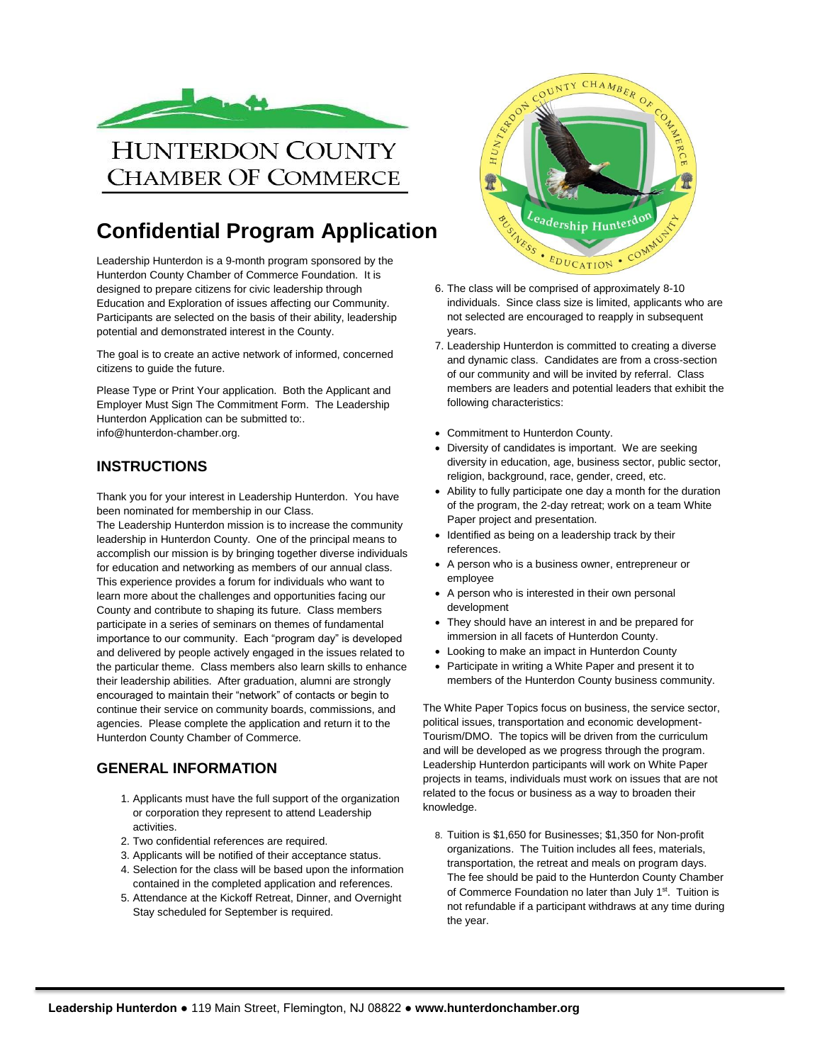# HUNTERDON COUNTY CHAMBER OF COMMERCE

# Confidential Program Application

Leadership Hunterdon is a 9-month program sponsored by the Hunterdon County Chamber of Commerce Foundation. It is designed to prepare citizens for civic leadership through Education and Exploration of issues affecting our Community. Participants are selected on the basis of their ability, leadership potential and demonstrated interest in the County.

The goal is to create an active network of informed, concerned citizens to guide the future.

Please Type or Print Your application. Both the Applicant and Employer Must Sign The Commitment Form. The Leadership Hunterdon Application can be submitted to:. info@hunterdon-chamber.org.

## INSTRUCTIONS

Thank you for your interest in Leadership Hunterdon. You have been nominated for membership in our Class.
The Leadership Hunterdon mission is to increase the community leadership in Hunterdon County. One of the principal means to accomplish our mission is by bringing together diverse individuals for education and networking as members of our annual class. This experience provides a forum for individuals who want to learn more about the challenges and opportunities facing our County and contribute to shaping its future. Class members participate in a series of seminars on themes of fundamental importance to our community. Each "program day" is developed and delivered by people actively engaged in the issues related to the particular theme. Class members also learn skills to enhance their leadership abilities. After graduation, alumni are strongly encouraged to maintain their "network" of contacts or begin to continue their service on community boards, commissions, and agencies. Please complete the application and return it to the Hunterdon County Chamber of Commerce.

## GENERAL INFORMATION

1. Applicants must have the full support of the organization or corporation they represent to attend Leadership activities.
2. Two confidential references are required.
3. Applicants will be notified of their acceptance status.
4. Selection for the class will be based upon the information contained in the completed application and references.
5. Attendance at the Kickoff Retreat, Dinner, and Overnight Stay scheduled for September is required.
6. The class will be comprised of approximately 8-10 individuals. Since class size is limited, applicants who are not selected are encouraged to reapply in subsequent years.
7. Leadership Hunterdon is committed to creating a diverse and dynamic class. Candidates are from a cross-section of our community and will be invited by referral. Class members are leaders and potential leaders that exhibit the following characteristics:

- Commitment to Hunterdon County.
- Diversity of candidates is important. We are seeking diversity in education, age, business sector, public sector, religion, background, race, gender, creed, etc.
- Ability to fully participate one day a month for the duration of the program, the 2-day retreat; work on a team White Paper project and presentation.
- Identified as being on a leadership track by their references.
- A person who is a business owner, entrepreneur or employee
- A person who is interested in their own personal development
- They should have an interest in and be prepared for immersion in all facets of Hunterdon County.
- Looking to make an impact in Hunterdon County
- Participate in writing a White Paper and present it to members of the Hunterdon County business community.

The White Paper Topics focus on business, the service sector, political issues, transportation and economic development-Tourism/DMO. The topics will be driven from the curriculum and will be developed as we progress through the program. Leadership Hunterdon participants will work on White Paper projects in teams, individuals must work on issues that are not related to the focus or business as a way to broaden their knowledge.

8. Tuition is $1,650 for Businesses; $1,350 for Non-profit organizations. The Tuition includes all fees, materials, transportation, the retreat and meals on program days. The fee should be paid to the Hunterdon County Chamber of Commerce Foundation no later than July 1st. Tuition is not refundable if a participant withdraws at any time during the year.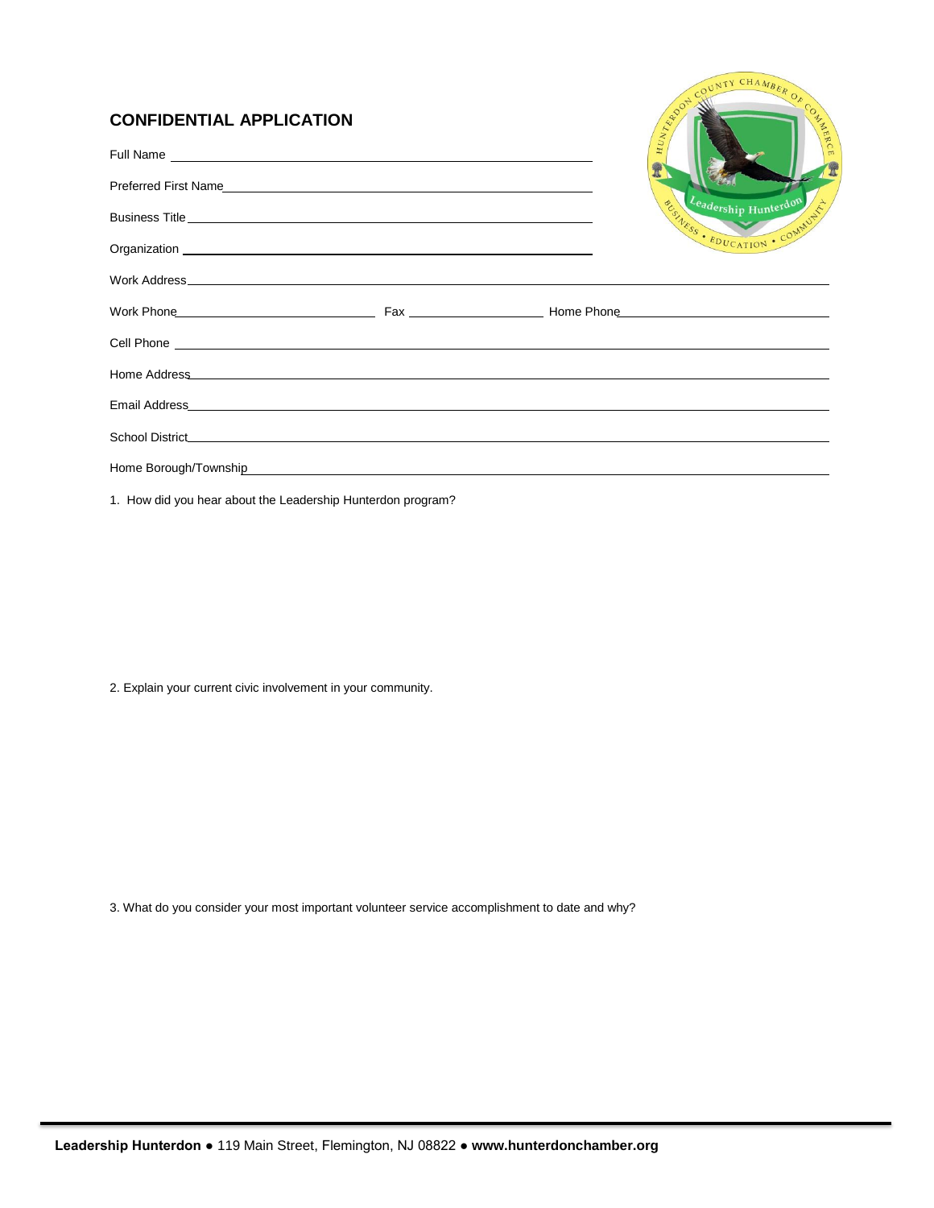## CONFIDENTIAL APPLICATION

Full Name ____________________

Preferred First Name ____________________

Business Title ____________________

Organization ____________________

Work Address ____________________

Work Phone ____________________ Fax ____________________ Home Phone ____________________

Cell Phone ____________________

Home Address ____________________

Email Address ____________________

School District ____________________

Home Borough/Township ____________________

1. How did you hear about the Leadership Hunterdon program?

2. Explain your current civic involvement in your community.

3. What do you consider your most important volunteer service accomplishment to date and why?

**Leadership Hunterdon** ● 119 Main Street, Flemington, NJ 08822 ● **www.hunterdonchamber.org**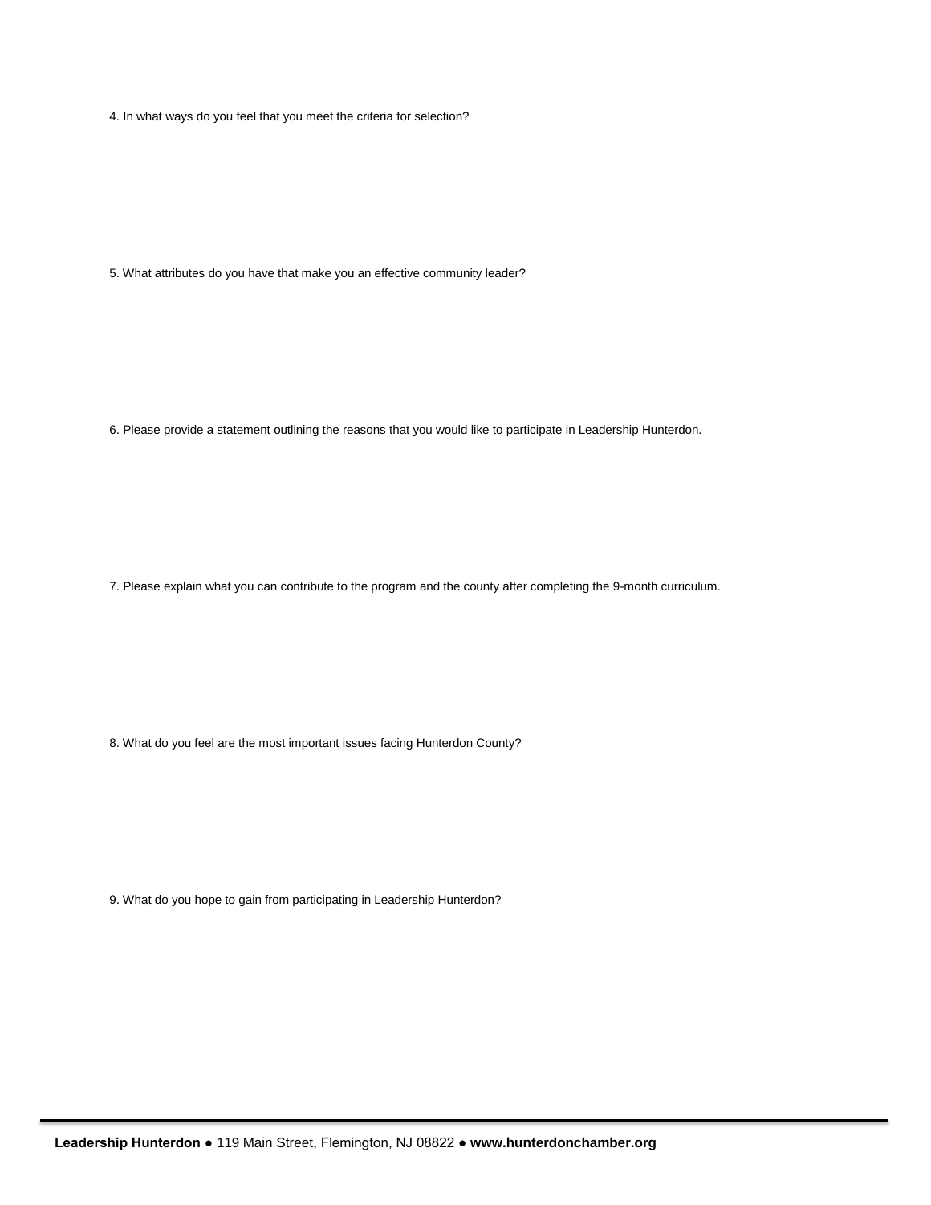4. In what ways do you feel that you meet the criteria for selection?

5. What attributes do you have that make you an effective community leader?

6. Please provide a statement outlining the reasons that you would like to participate in Leadership Hunterdon.

7. Please explain what you can contribute to the program and the county after completing the 9-month curriculum.

8. What do you feel are the most important issues facing Hunterdon County?

9. What do you hope to gain from participating in Leadership Hunterdon?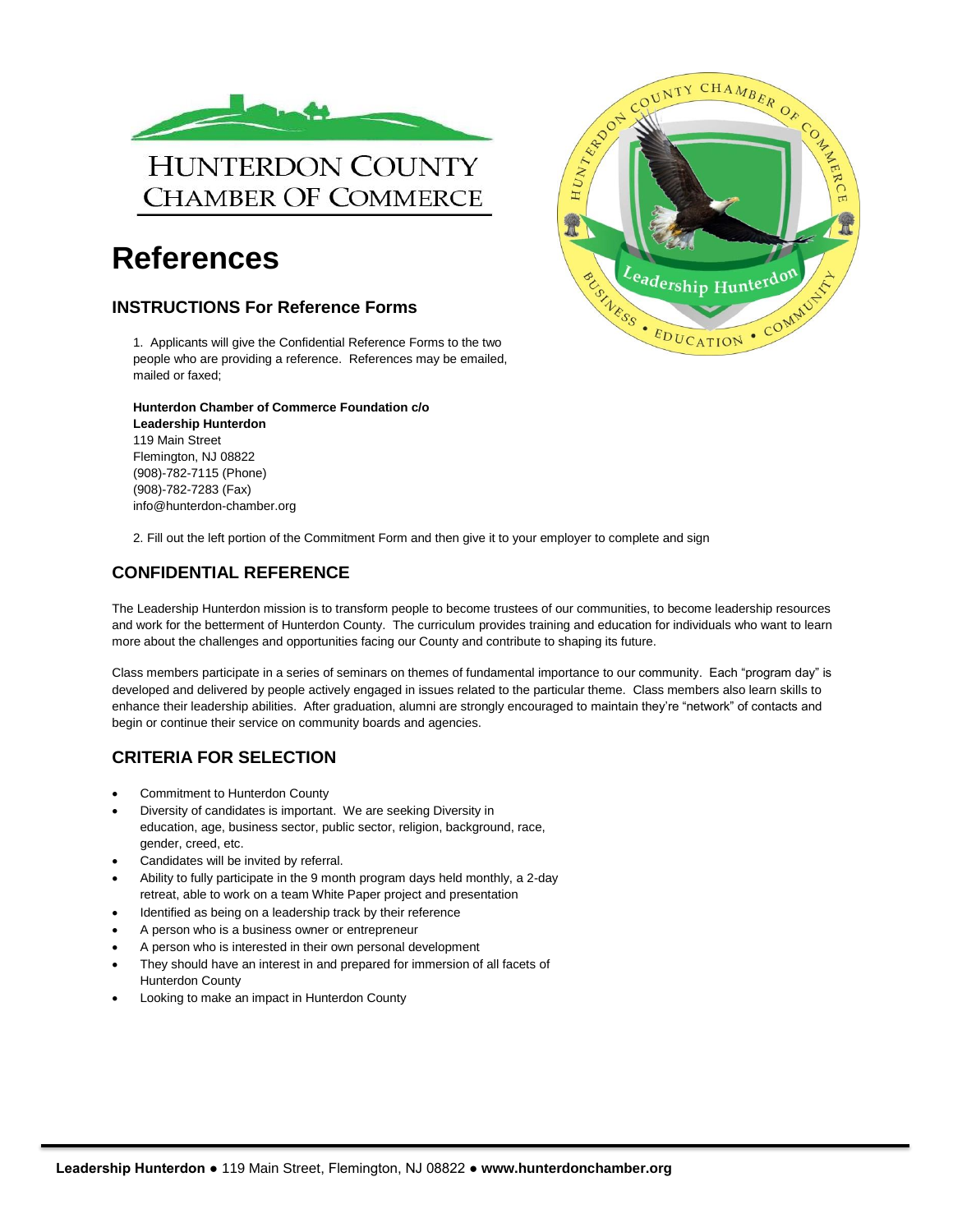HUNTERDON COUNTY
CHAMBER OF COMMERCE

# References

### INSTRUCTIONS For Reference Forms

1. Applicants will give the Confidential Reference Forms to the two people who are providing a reference. References may be emailed, mailed or faxed;

**Hunterdon Chamber of Commerce Foundation c/o**
**Leadership Hunterdon**
119 Main Street
Flemington, NJ 08822
(908)-782-7115 (Phone)
(908)-782-7283 (Fax)
info@hunterdon-chamber.org

2. Fill out the left portion of the Commitment Form and then give it to your employer to complete and sign

## CONFIDENTIAL REFERENCE

The Leadership Hunterdon mission is to transform people to become trustees of our communities, to become leadership resources and work for the betterment of Hunterdon County. The curriculum provides training and education for individuals who want to learn more about the challenges and opportunities facing our County and contribute to shaping its future.

Class members participate in a series of seminars on themes of fundamental importance to our community. Each "program day" is developed and delivered by people actively engaged in issues related to the particular theme. Class members also learn skills to enhance their leadership abilities. After graduation, alumni are strongly encouraged to maintain they're "network" of contacts and begin or continue their service on community boards and agencies.

## CRITERIA FOR SELECTION

- Commitment to Hunterdon County
- Diversity of candidates is important. We are seeking Diversity in education, age, business sector, public sector, religion, background, race, gender, creed, etc.
- Candidates will be invited by referral.
- Ability to fully participate in the 9 month program days held monthly, a 2-day retreat, able to work on a team White Paper project and presentation
- Identified as being on a leadership track by their reference
- A person who is a business owner or entrepreneur
- A person who is interested in their own personal development
- They should have an interest in and prepared for immersion of all facets of Hunterdon County
- Looking to make an impact in Hunterdon County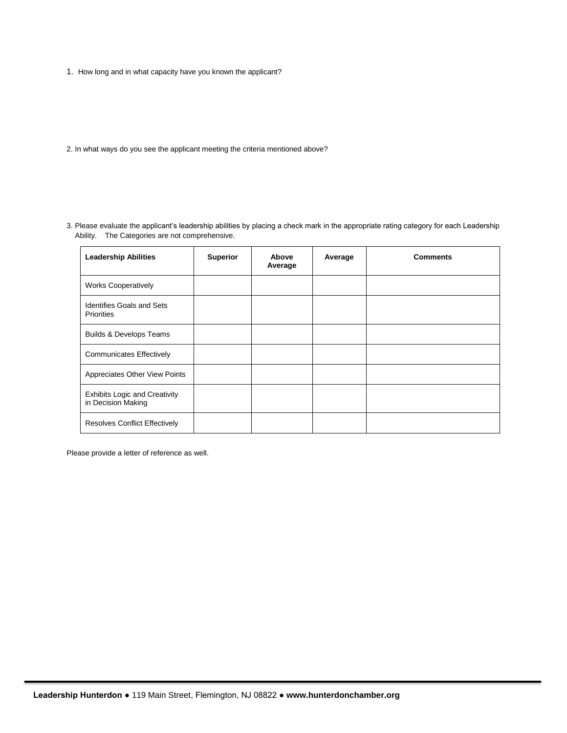1. How long and in what capacity have you known the applicant?

2. In what ways do you see the applicant meeting the criteria mentioned above?

3. Please evaluate the applicant's leadership abilities by placing a check mark in the appropriate rating category for each Leadership Ability. The Categories are not comprehensive.

| **Leadership Abilities** | **Superior** | **Above Average** | **Average** | **Comments** |
|---|---|---|---|---|
| Works Cooperatively | | | | |
| Identifies Goals and Sets Priorities | | | | |
| Builds & Develops Teams | | | | |
| Communicates Effectively | | | | |
| Appreciates Other View Points | | | | |
| Exhibits Logic and Creativity in Decision Making | | | | |
| Resolves Conflict Effectively | | | | |

Please provide a letter of reference as well.

**Leadership Hunterdon** ● 119 Main Street, Flemington, NJ 08822 ● **www.hunterdonchamber.org**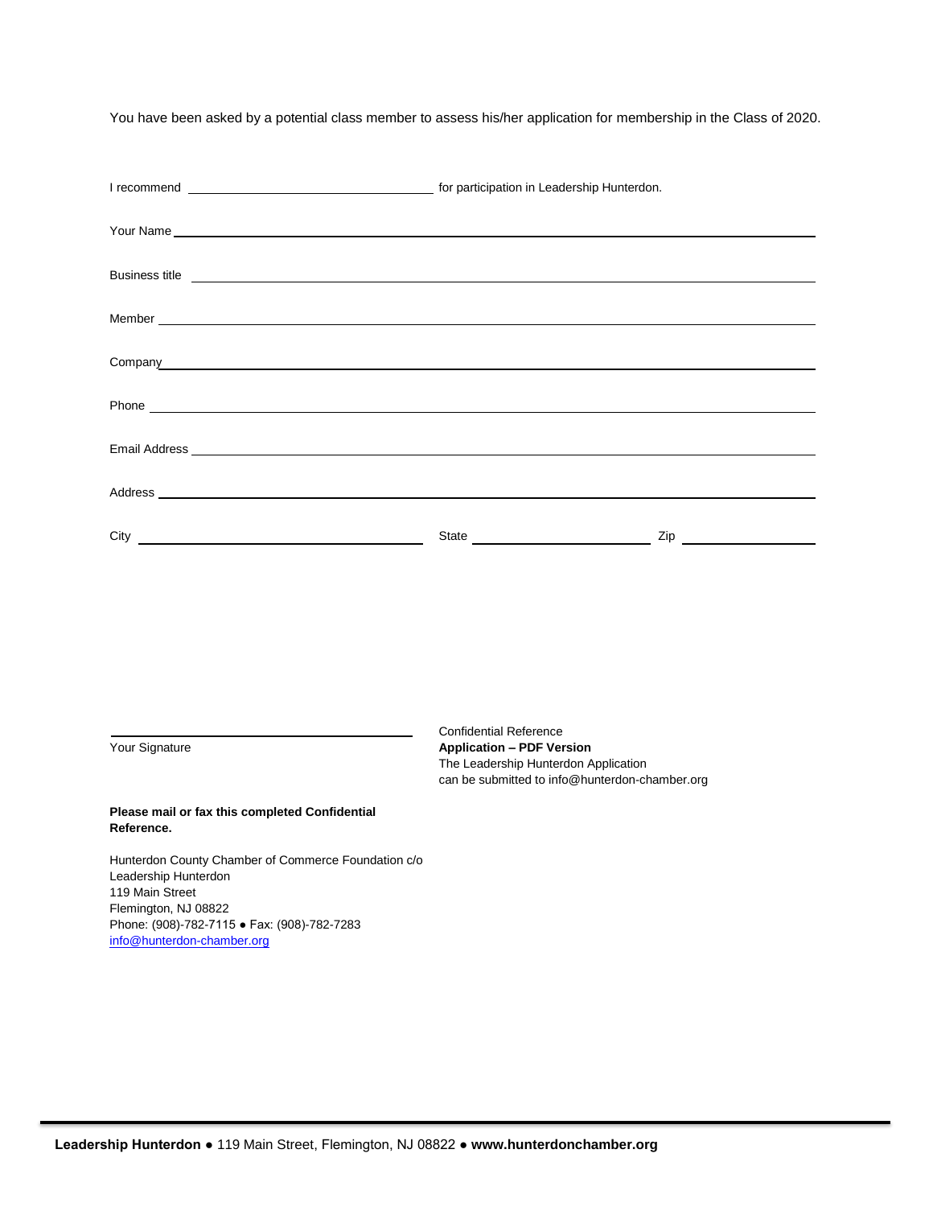You have been asked by a potential class member to assess his/her application for membership in the Class of 2020.

I recommend ______________________________ for participation in Leadership Hunterdon.

Your Name ____________________________________________________________

Business title ____________________________________________________________

Member ____________________________________________________________

Company ____________________________________________________________

Phone ____________________________________________________________

Email Address ____________________________________________________________

Address ____________________________________________________________

City ______________________________ State ____________________ Zip ________________

______________________________
Your Signature

Confidential Reference
**Application – PDF Version**
The Leadership Hunterdon Application
can be submitted to info@hunterdon-chamber.org

**Please mail or fax this completed Confidential Reference.**

Hunterdon County Chamber of Commerce Foundation c/o
Leadership Hunterdon
119 Main Street
Flemington, NJ 08822
Phone: (908)-782-7115 ● Fax: (908)-782-7283
info@hunterdon-chamber.org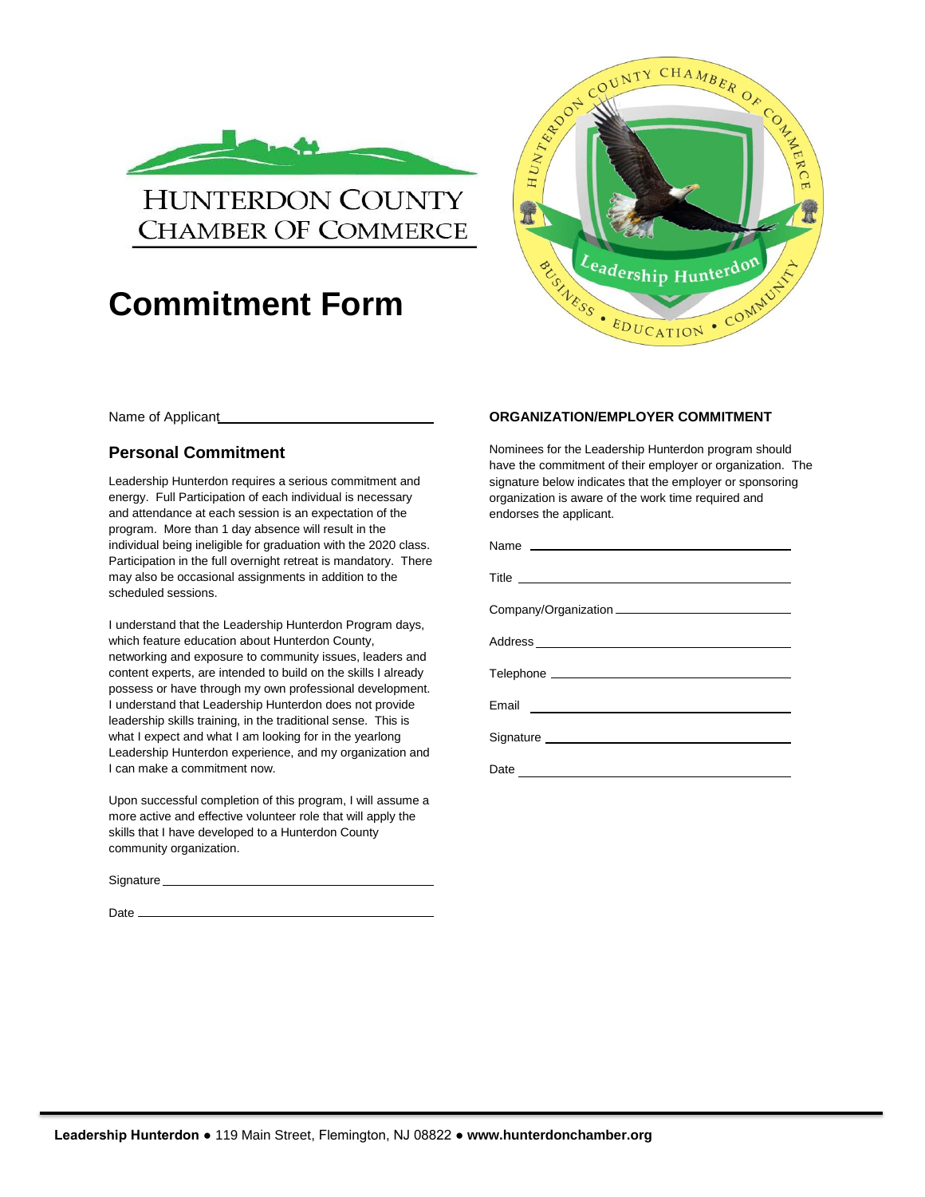HUNTERDON COUNTY
CHAMBER OF COMMERCE

# Commitment Form

Name of Applicant\_\_\_\_\_\_\_\_\_\_\_\_\_\_\_\_\_\_\_\_\_\_\_\_\_\_\_\_

## Personal Commitment

Leadership Hunterdon requires a serious commitment and energy. Full Participation of each individual is necessary and attendance at each session is an expectation of the program. More than 1 day absence will result in the individual being ineligible for graduation with the 2020 class. Participation in the full overnight retreat is mandatory. There may also be occasional assignments in addition to the scheduled sessions.

I understand that the Leadership Hunterdon Program days, which feature education about Hunterdon County, networking and exposure to community issues, leaders and content experts, are intended to build on the skills I already possess or have through my own professional development. I understand that Leadership Hunterdon does not provide leadership skills training, in the traditional sense. This is what I expect and what I am looking for in the yearlong Leadership Hunterdon experience, and my organization and I can make a commitment now.

Upon successful completion of this program, I will assume a more active and effective volunteer role that will apply the skills that I have developed to a Hunterdon County community organization.

Signature \_\_\_\_\_\_\_\_\_\_\_\_\_\_\_\_\_\_\_\_\_\_\_\_\_\_\_\_

Date \_\_\_\_\_\_\_\_\_\_\_\_\_\_\_\_\_\_\_\_\_\_\_\_\_\_\_\_

**ORGANIZATION/EMPLOYER COMMITMENT**

Nominees for the Leadership Hunterdon program should have the commitment of their employer or organization. The signature below indicates that the employer or sponsoring organization is aware of the work time required and endorses the applicant.

Name \_\_\_\_\_\_\_\_\_\_\_\_\_\_\_\_\_\_\_\_\_\_\_\_\_\_\_\_

Title \_\_\_\_\_\_\_\_\_\_\_\_\_\_\_\_\_\_\_\_\_\_\_\_\_\_\_\_

Company/Organization \_\_\_\_\_\_\_\_\_\_\_\_\_\_\_\_\_\_\_\_\_\_\_\_\_\_\_\_

Address \_\_\_\_\_\_\_\_\_\_\_\_\_\_\_\_\_\_\_\_\_\_\_\_\_\_\_\_

Telephone \_\_\_\_\_\_\_\_\_\_\_\_\_\_\_\_\_\_\_\_\_\_\_\_\_\_\_\_

Email \_\_\_\_\_\_\_\_\_\_\_\_\_\_\_\_\_\_\_\_\_\_\_\_\_\_\_\_

Signature \_\_\_\_\_\_\_\_\_\_\_\_\_\_\_\_\_\_\_\_\_\_\_\_\_\_\_\_

Date \_\_\_\_\_\_\_\_\_\_\_\_\_\_\_\_\_\_\_\_\_\_\_\_\_\_\_\_

**Leadership Hunterdon** ● 119 Main Street, Flemington, NJ 08822 ● **www.hunterdonchamber.org**